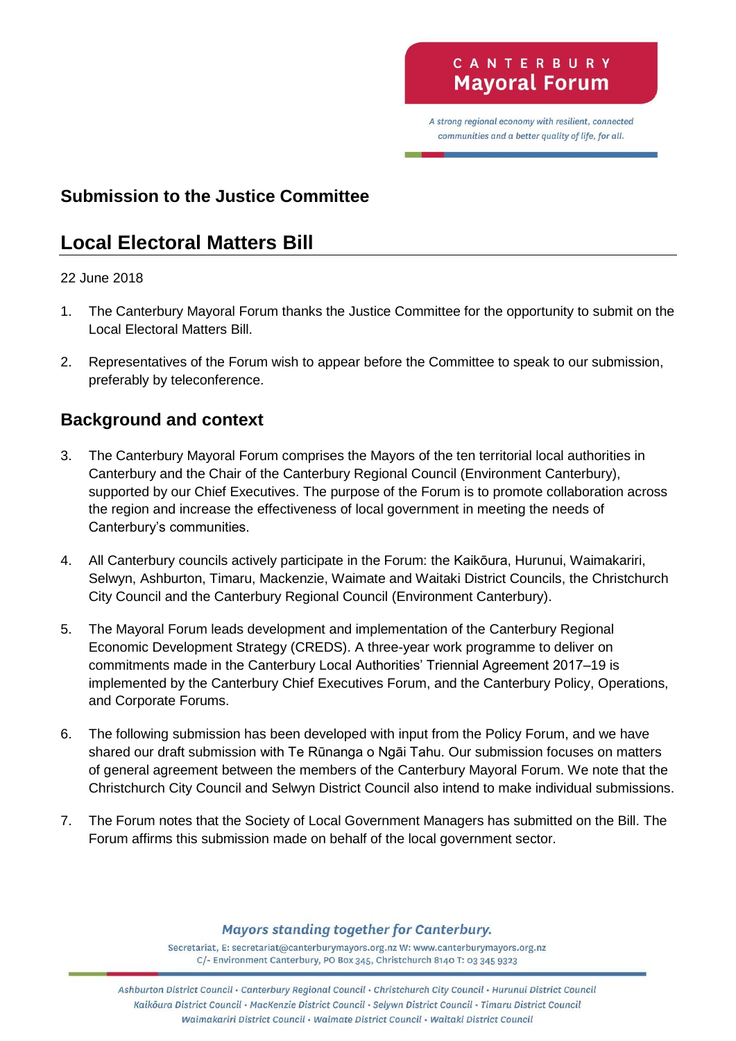## Submission to the Justice Committee

# Local Electoral Matters Bill

22 June 2018

1. The Canterbury Mayoral Forum thanks the Justice Committee for the opportunity to submit on the Local Electoral Matters Bill.

2. Representatives of the Forum wish to appear before the Committee to speak to our submission, preferably by teleconference.

## Background and context

3. The Canterbury Mayoral Forum comprises the Mayors of the ten territorial local authorities in Canterbury and the Chair of the Canterbury Regional Council (Environment Canterbury), supported by our Chief Executives. The purpose of the Forum is to promote collaboration across the region and increase the effectiveness of local government in meeting the needs of Canterbury's communities.

4. All Canterbury councils actively participate in the Forum: the Kaikōura, Hurunui, Waimakariri, Selwyn, Ashburton, Timaru, Mackenzie, Waimate and Waitaki District Councils, the Christchurch City Council and the Canterbury Regional Council (Environment Canterbury).

5. The Mayoral Forum leads development and implementation of the Canterbury Regional Economic Development Strategy (CREDS). A three-year work programme to deliver on commitments made in the Canterbury Local Authorities' Triennial Agreement 2017–19 is implemented by the Canterbury Chief Executives Forum, and the Canterbury Policy, Operations, and Corporate Forums.

6. The following submission has been developed with input from the Policy Forum, and we have shared our draft submission with Te Rūnanga o Ngāi Tahu. Our submission focuses on matters of general agreement between the members of the Canterbury Mayoral Forum. We note that the Christchurch City Council and Selwyn District Council also intend to make individual submissions.

7. The Forum notes that the Society of Local Government Managers has submitted on the Bill. The Forum affirms this submission made on behalf of the local government sector.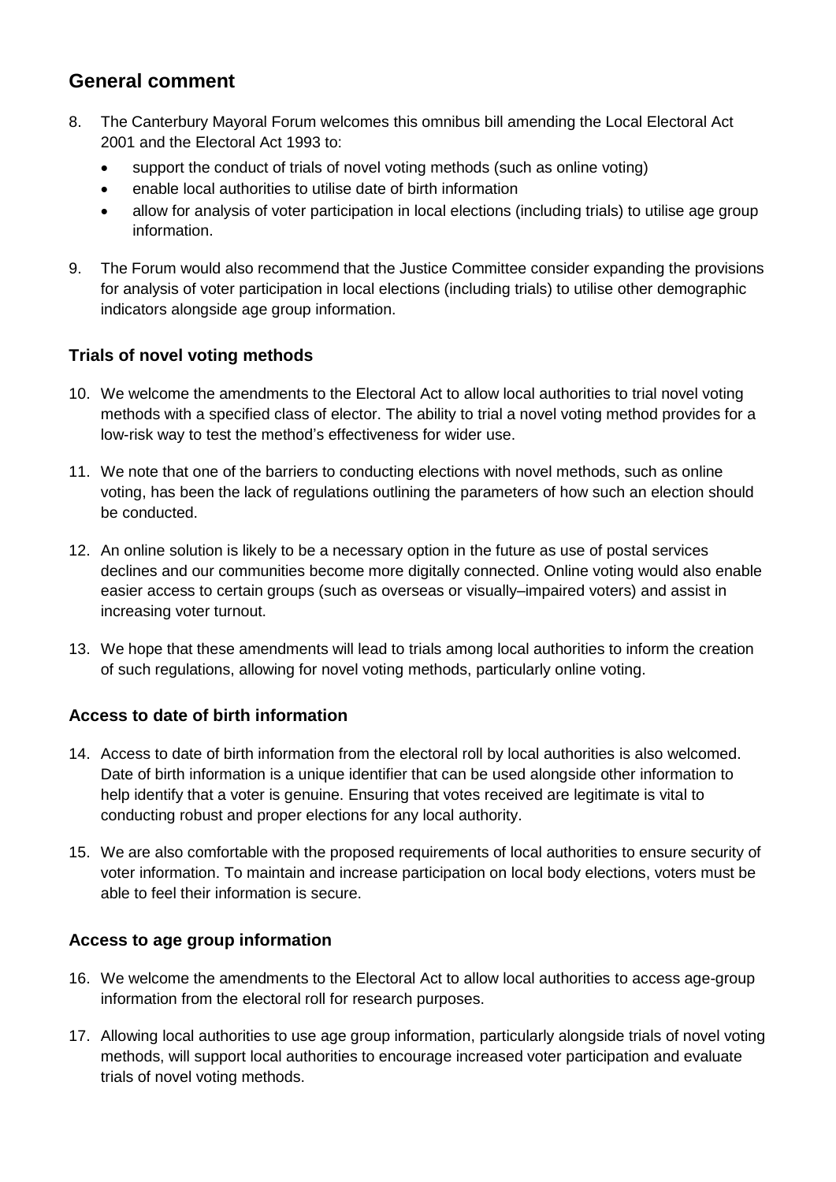## General comment

8. The Canterbury Mayoral Forum welcomes this omnibus bill amending the Local Electoral Act 2001 and the Electoral Act 1993 to:
   - support the conduct of trials of novel voting methods (such as online voting)
   - enable local authorities to utilise date of birth information
   - allow for analysis of voter participation in local elections (including trials) to utilise age group information.

9. The Forum would also recommend that the Justice Committee consider expanding the provisions for analysis of voter participation in local elections (including trials) to utilise other demographic indicators alongside age group information.

### Trials of novel voting methods

10. We welcome the amendments to the Electoral Act to allow local authorities to trial novel voting methods with a specified class of elector. The ability to trial a novel voting method provides for a low-risk way to test the method's effectiveness for wider use.

11. We note that one of the barriers to conducting elections with novel methods, such as online voting, has been the lack of regulations outlining the parameters of how such an election should be conducted.

12. An online solution is likely to be a necessary option in the future as use of postal services declines and our communities become more digitally connected. Online voting would also enable easier access to certain groups (such as overseas or visually–impaired voters) and assist in increasing voter turnout.

13. We hope that these amendments will lead to trials among local authorities to inform the creation of such regulations, allowing for novel voting methods, particularly online voting.

### Access to date of birth information

14. Access to date of birth information from the electoral roll by local authorities is also welcomed. Date of birth information is a unique identifier that can be used alongside other information to help identify that a voter is genuine. Ensuring that votes received are legitimate is vital to conducting robust and proper elections for any local authority.

15. We are also comfortable with the proposed requirements of local authorities to ensure security of voter information. To maintain and increase participation on local body elections, voters must be able to feel their information is secure.

### Access to age group information

16. We welcome the amendments to the Electoral Act to allow local authorities to access age-group information from the electoral roll for research purposes.

17. Allowing local authorities to use age group information, particularly alongside trials of novel voting methods, will support local authorities to encourage increased voter participation and evaluate trials of novel voting methods.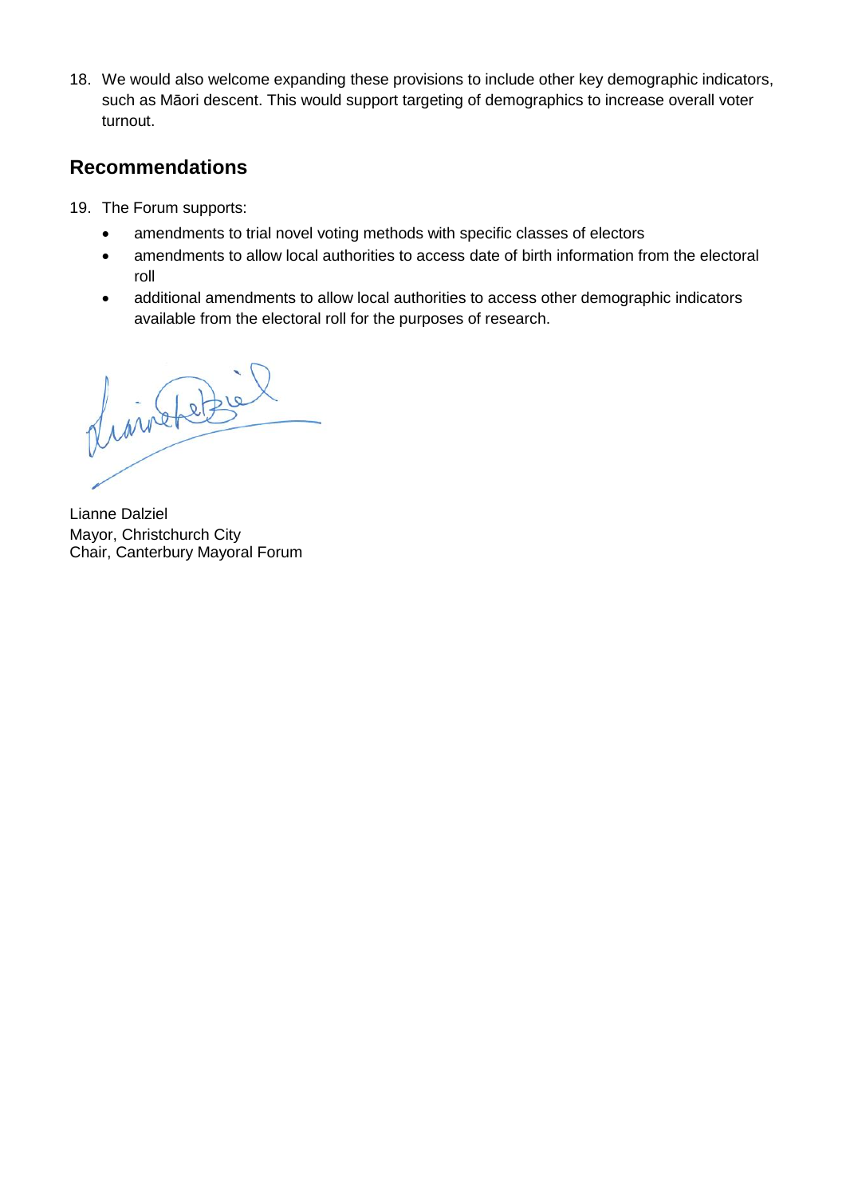18. We would also welcome expanding these provisions to include other key demographic indicators, such as Māori descent. This would support targeting of demographics to increase overall voter turnout.

## Recommendations

19. The Forum supports:
    - amendments to trial novel voting methods with specific classes of electors
    - amendments to allow local authorities to access date of birth information from the electoral roll
    - additional amendments to allow local authorities to access other demographic indicators available from the electoral roll for the purposes of research.

Lianne Dalziel
Mayor, Christchurch City
Chair, Canterbury Mayoral Forum